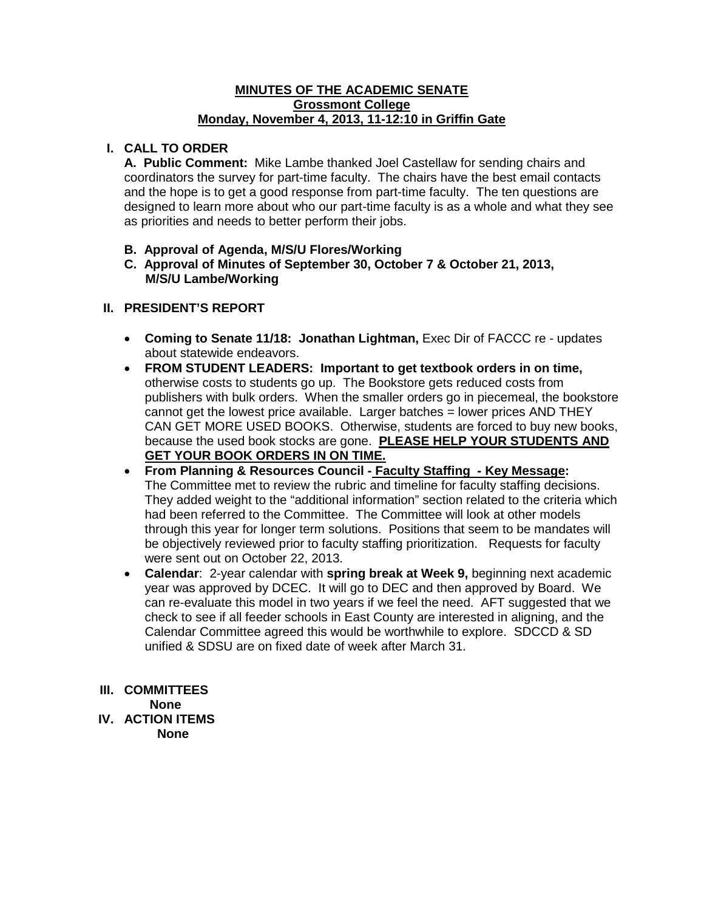**MINUTES OF THE ACADEMIC SENATE**
**Grossmont College**
**Monday, November 4, 2013, 11-12:10 in Griffin Gate**

## I. CALL TO ORDER

**A. Public Comment:** Mike Lambe thanked Joel Castellaw for sending chairs and coordinators the survey for part-time faculty. The chairs have the best email contacts and the hope is to get a good response from part-time faculty. The ten questions are designed to learn more about who our part-time faculty is as a whole and what they see as priorities and needs to better perform their jobs.

**B. Approval of Agenda, M/S/U Flores/Working**

**C. Approval of Minutes of September 30, October 7 & October 21, 2013, M/S/U Lambe/Working**

## II. PRESIDENT'S REPORT

- **Coming to Senate 11/18: Jonathan Lightman,** Exec Dir of FACCC re - updates about statewide endeavors.
- **FROM STUDENT LEADERS: Important to get textbook orders in on time,** otherwise costs to students go up. The Bookstore gets reduced costs from publishers with bulk orders. When the smaller orders go in piecemeal, the bookstore cannot get the lowest price available. Larger batches = lower prices AND THEY CAN GET MORE USED BOOKS. Otherwise, students are forced to buy new books, because the used book stocks are gone. **PLEASE HELP YOUR STUDENTS AND GET YOUR BOOK ORDERS IN ON TIME.**
- **From Planning & Resources Council - Faculty Staffing - Key Message:** The Committee met to review the rubric and timeline for faculty staffing decisions. They added weight to the "additional information" section related to the criteria which had been referred to the Committee. The Committee will look at other models through this year for longer term solutions. Positions that seem to be mandates will be objectively reviewed prior to faculty staffing prioritization. Requests for faculty were sent out on October 22, 2013.
- **Calendar**: 2-year calendar with **spring break at Week 9,** beginning next academic year was approved by DCEC. It will go to DEC and then approved by Board. We can re-evaluate this model in two years if we feel the need. AFT suggested that we check to see if all feeder schools in East County are interested in aligning, and the Calendar Committee agreed this would be worthwhile to explore. SDCCD & SD unified & SDSU are on fixed date of week after March 31.

## III. COMMITTEES

**None**

## IV. ACTION ITEMS

**None**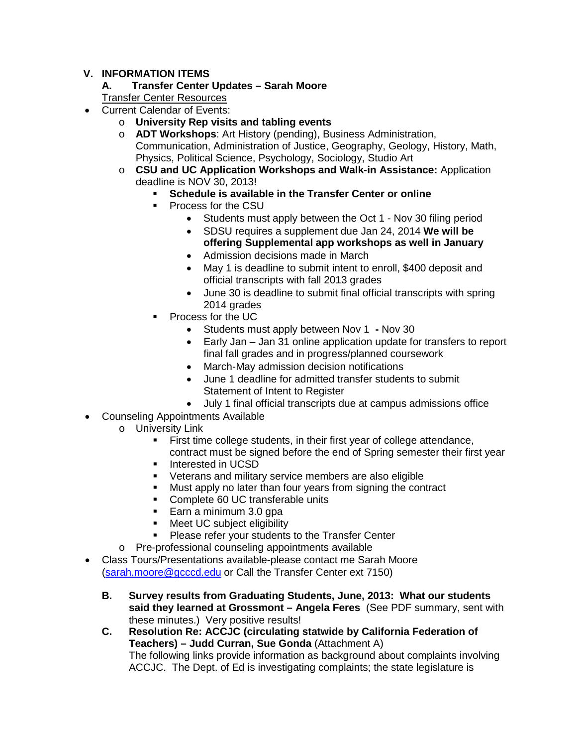## V. INFORMATION ITEMS

### A. Transfer Center Updates – Sarah Moore

Transfer Center Resources

- Current Calendar of Events:
  - **University Rep visits and tabling events**
  - **ADT Workshops**: Art History (pending), Business Administration, Communication, Administration of Justice, Geography, Geology, History, Math, Physics, Political Science, Psychology, Sociology, Studio Art
  - **CSU and UC Application Workshops and Walk-in Assistance:** Application deadline is NOV 30, 2013!
    - **Schedule is available in the Transfer Center or online**
    - Process for the CSU
      - Students must apply between the Oct 1 - Nov 30 filing period
      - SDSU requires a supplement due Jan 24, 2014 **We will be offering Supplemental app workshops as well in January**
      - Admission decisions made in March
      - May 1 is deadline to submit intent to enroll, $400 deposit and official transcripts with fall 2013 grades
      - June 30 is deadline to submit final official transcripts with spring 2014 grades
    - Process for the UC
      - Students must apply between Nov 1 **-** Nov 30
      - Early Jan – Jan 31 online application update for transfers to report final fall grades and in progress/planned coursework
      - March-May admission decision notifications
      - June 1 deadline for admitted transfer students to submit Statement of Intent to Register
      - July 1 final official transcripts due at campus admissions office
- Counseling Appointments Available
  - University Link
    - First time college students, in their first year of college attendance, contract must be signed before the end of Spring semester their first year
    - Interested in UCSD
    - Veterans and military service members are also eligible
    - Must apply no later than four years from signing the contract
    - Complete 60 UC transferable units
    - Earn a minimum 3.0 gpa
    - Meet UC subject eligibility
    - Please refer your students to the Transfer Center
  - Pre-professional counseling appointments available
- Class Tours/Presentations available-please contact me Sarah Moore (sarah.moore@gcccd.edu or Call the Transfer Center ext 7150)

**B. Survey results from Graduating Students, June, 2013: What our students said they learned at Grossmont – Angela Feres** (See PDF summary, sent with these minutes.) Very positive results!

**C. Resolution Re: ACCJC (circulating statewide by California Federation of Teachers) – Judd Curran, Sue Gonda** (Attachment A)
The following links provide information as background about complaints involving ACCJC. The Dept. of Ed is investigating complaints; the state legislature is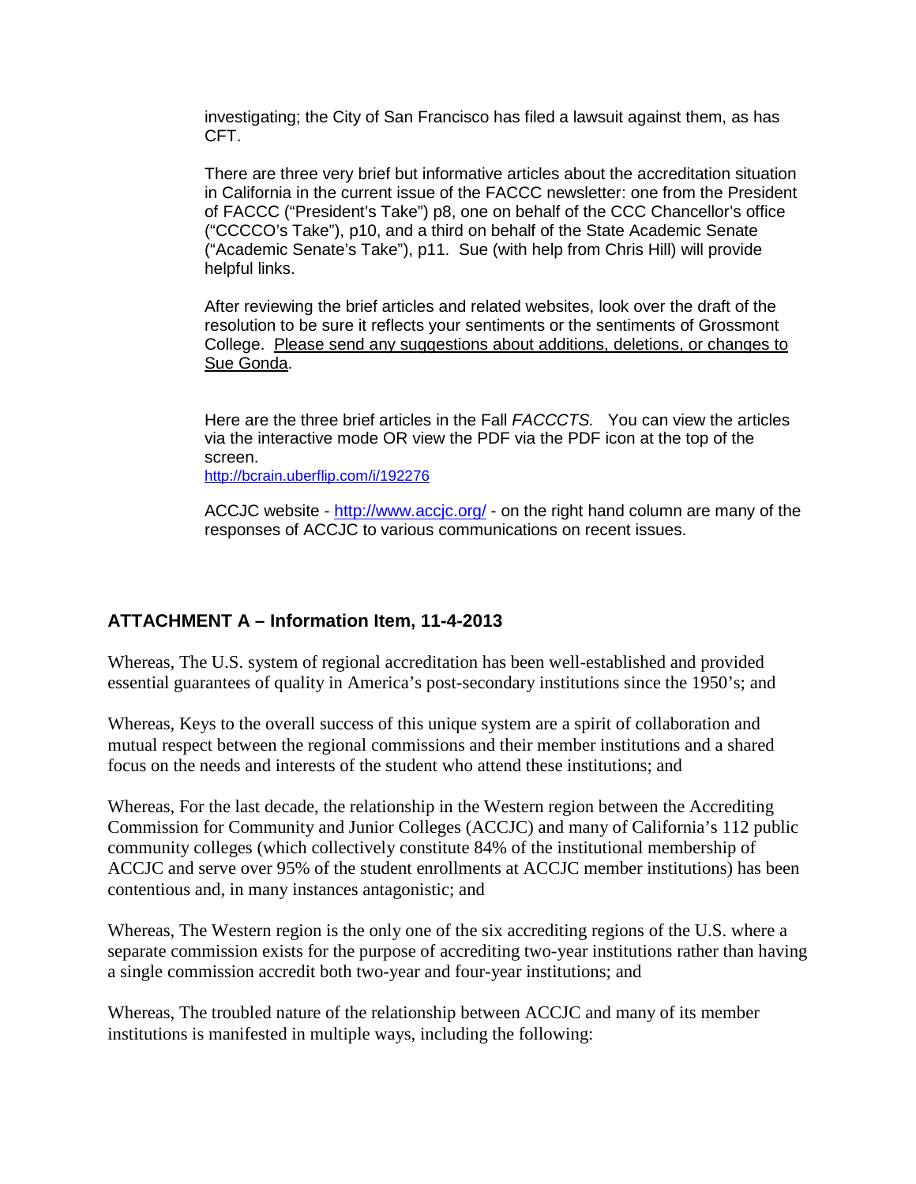investigating; the City of San Francisco has filed a lawsuit against them, as has CFT.

There are three very brief but informative articles about the accreditation situation in California in the current issue of the FACCC newsletter: one from the President of FACCC ("President's Take") p8, one on behalf of the CCC Chancellor's office ("CCCCO's Take"), p10, and a third on behalf of the State Academic Senate ("Academic Senate's Take"), p11. Sue (with help from Chris Hill) will provide helpful links.

After reviewing the brief articles and related websites, look over the draft of the resolution to be sure it reflects your sentiments or the sentiments of Grossmont College. <u>Please send any suggestions about additions, deletions, or changes to Sue Gonda</u>.

Here are the three brief articles in the Fall *FACCCTS.* You can view the articles via the interactive mode OR view the PDF via the PDF icon at the top of the screen.
http://bcrain.uberflip.com/i/192276

ACCJC website - http://www.accjc.org/ - on the right hand column are many of the responses of ACCJC to various communications on recent issues.

## ATTACHMENT A – Information Item, 11-4-2013

Whereas, The U.S. system of regional accreditation has been well-established and provided essential guarantees of quality in America's post-secondary institutions since the 1950's; and

Whereas, Keys to the overall success of this unique system are a spirit of collaboration and mutual respect between the regional commissions and their member institutions and a shared focus on the needs and interests of the student who attend these institutions; and

Whereas, For the last decade, the relationship in the Western region between the Accrediting Commission for Community and Junior Colleges (ACCJC) and many of California's 112 public community colleges (which collectively constitute 84% of the institutional membership of ACCJC and serve over 95% of the student enrollments at ACCJC member institutions) has been contentious and, in many instances antagonistic; and

Whereas, The Western region is the only one of the six accrediting regions of the U.S. where a separate commission exists for the purpose of accrediting two-year institutions rather than having a single commission accredit both two-year and four-year institutions; and

Whereas, The troubled nature of the relationship between ACCJC and many of its member institutions is manifested in multiple ways, including the following: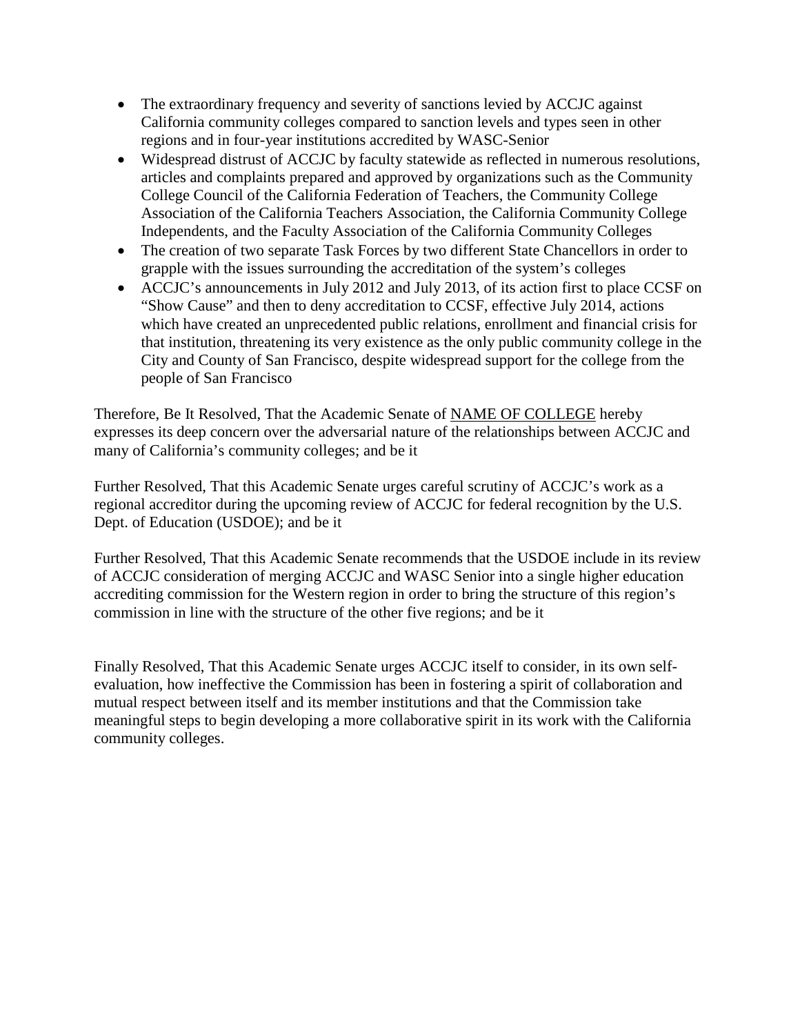- The extraordinary frequency and severity of sanctions levied by ACCJC against California community colleges compared to sanction levels and types seen in other regions and in four-year institutions accredited by WASC-Senior
- Widespread distrust of ACCJC by faculty statewide as reflected in numerous resolutions, articles and complaints prepared and approved by organizations such as the Community College Council of the California Federation of Teachers, the Community College Association of the California Teachers Association, the California Community College Independents, and the Faculty Association of the California Community Colleges
- The creation of two separate Task Forces by two different State Chancellors in order to grapple with the issues surrounding the accreditation of the system's colleges
- ACCJC's announcements in July 2012 and July 2013, of its action first to place CCSF on "Show Cause" and then to deny accreditation to CCSF, effective July 2014, actions which have created an unprecedented public relations, enrollment and financial crisis for that institution, threatening its very existence as the only public community college in the City and County of San Francisco, despite widespread support for the college from the people of San Francisco

Therefore, Be It Resolved, That the Academic Senate of <u>NAME OF COLLEGE</u> hereby expresses its deep concern over the adversarial nature of the relationships between ACCJC and many of California's community colleges; and be it

Further Resolved, That this Academic Senate urges careful scrutiny of ACCJC's work as a regional accreditor during the upcoming review of ACCJC for federal recognition by the U.S. Dept. of Education (USDOE); and be it

Further Resolved, That this Academic Senate recommends that the USDOE include in its review of ACCJC consideration of merging ACCJC and WASC Senior into a single higher education accrediting commission for the Western region in order to bring the structure of this region's commission in line with the structure of the other five regions; and be it

Finally Resolved, That this Academic Senate urges ACCJC itself to consider, in its own self-evaluation, how ineffective the Commission has been in fostering a spirit of collaboration and mutual respect between itself and its member institutions and that the Commission take meaningful steps to begin developing a more collaborative spirit in its work with the California community colleges.